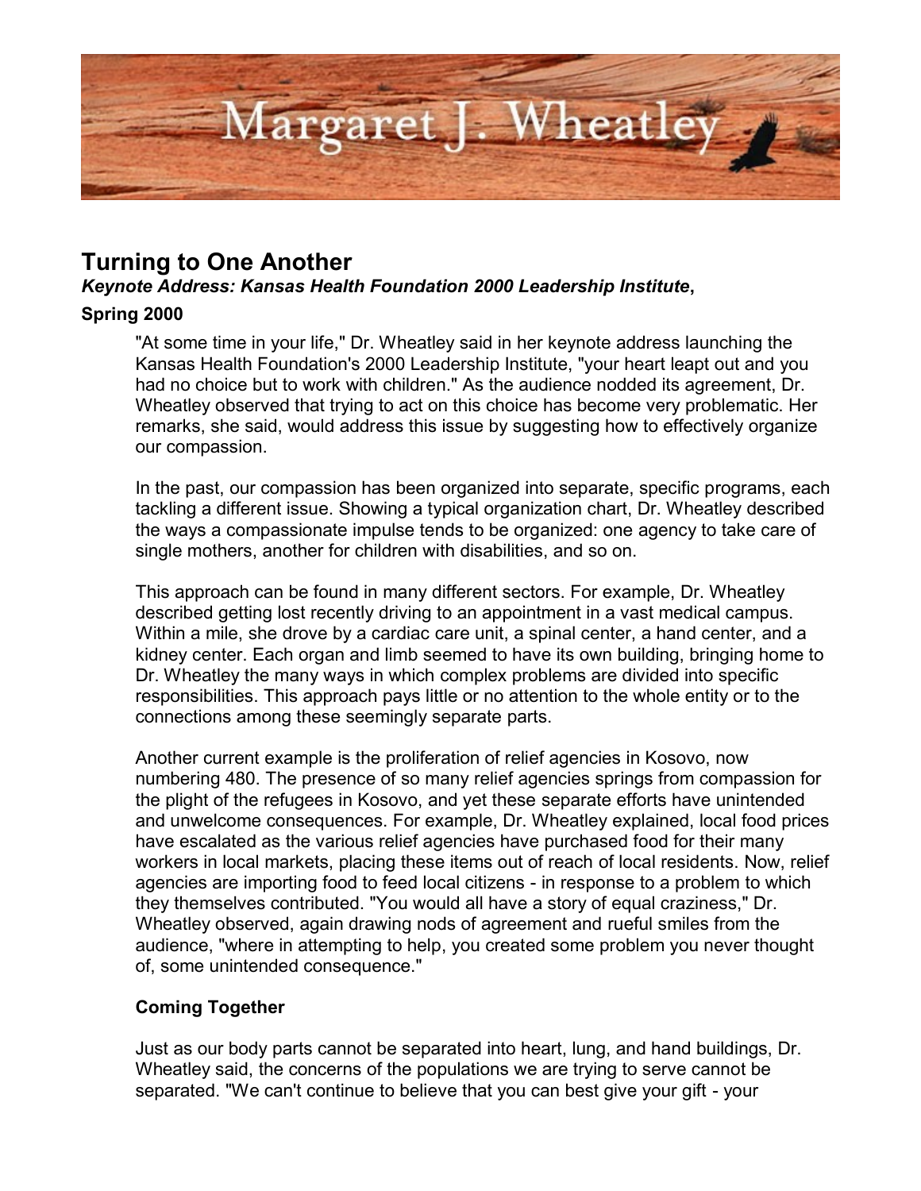# Margaret J. Wheatley

## Turning to One Another

***Keynote Address: Kansas Health Foundation 2000 Leadership Institute*,**

**Spring 2000**

"At some time in your life," Dr. Wheatley said in her keynote address launching the Kansas Health Foundation's 2000 Leadership Institute, "your heart leapt out and you had no choice but to work with children." As the audience nodded its agreement, Dr. Wheatley observed that trying to act on this choice has become very problematic. Her remarks, she said, would address this issue by suggesting how to effectively organize our compassion.

In the past, our compassion has been organized into separate, specific programs, each tackling a different issue. Showing a typical organization chart, Dr. Wheatley described the ways a compassionate impulse tends to be organized: one agency to take care of single mothers, another for children with disabilities, and so on.

This approach can be found in many different sectors. For example, Dr. Wheatley described getting lost recently driving to an appointment in a vast medical campus. Within a mile, she drove by a cardiac care unit, a spinal center, a hand center, and a kidney center. Each organ and limb seemed to have its own building, bringing home to Dr. Wheatley the many ways in which complex problems are divided into specific responsibilities. This approach pays little or no attention to the whole entity or to the connections among these seemingly separate parts.

Another current example is the proliferation of relief agencies in Kosovo, now numbering 480. The presence of so many relief agencies springs from compassion for the plight of the refugees in Kosovo, and yet these separate efforts have unintended and unwelcome consequences. For example, Dr. Wheatley explained, local food prices have escalated as the various relief agencies have purchased food for their many workers in local markets, placing these items out of reach of local residents. Now, relief agencies are importing food to feed local citizens - in response to a problem to which they themselves contributed. "You would all have a story of equal craziness," Dr. Wheatley observed, again drawing nods of agreement and rueful smiles from the audience, "where in attempting to help, you created some problem you never thought of, some unintended consequence."

### Coming Together

Just as our body parts cannot be separated into heart, lung, and hand buildings, Dr. Wheatley said, the concerns of the populations we are trying to serve cannot be separated. "We can't continue to believe that you can best give your gift - your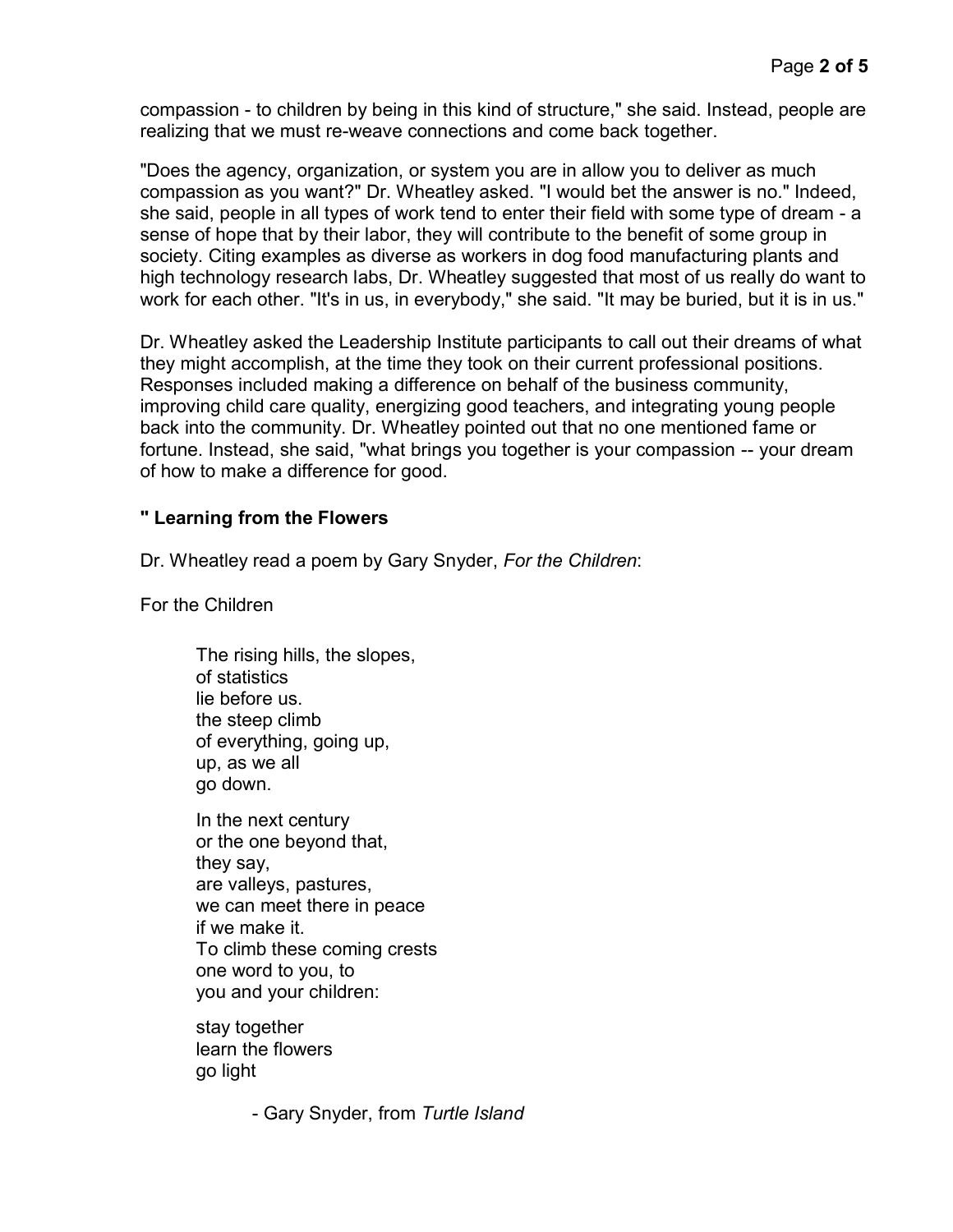compassion - to children by being in this kind of structure," she said. Instead, people are realizing that we must re-weave connections and come back together.

"Does the agency, organization, or system you are in allow you to deliver as much compassion as you want?" Dr. Wheatley asked. "I would bet the answer is no." Indeed, she said, people in all types of work tend to enter their field with some type of dream - a sense of hope that by their labor, they will contribute to the benefit of some group in society. Citing examples as diverse as workers in dog food manufacturing plants and high technology research labs, Dr. Wheatley suggested that most of us really do want to work for each other. "It's in us, in everybody," she said. "It may be buried, but it is in us."

Dr. Wheatley asked the Leadership Institute participants to call out their dreams of what they might accomplish, at the time they took on their current professional positions. Responses included making a difference on behalf of the business community, improving child care quality, energizing good teachers, and integrating young people back into the community. Dr. Wheatley pointed out that no one mentioned fame or fortune. Instead, she said, "what brings you together is your compassion -- your dream of how to make a difference for good.

**" Learning from the Flowers**

Dr. Wheatley read a poem by Gary Snyder, *For the Children*:

For the Children

> The rising hills, the slopes,
> of statistics
> lie before us.
> the steep climb
> of everything, going up,
> up, as we all
> go down.
>
> In the next century
> or the one beyond that,
> they say,
> are valleys, pastures,
> we can meet there in peace
> if we make it.
> To climb these coming crests
> one word to you, to
> you and your children:
>
> stay together
> learn the flowers
> go light
>
> - Gary Snyder, from *Turtle Island*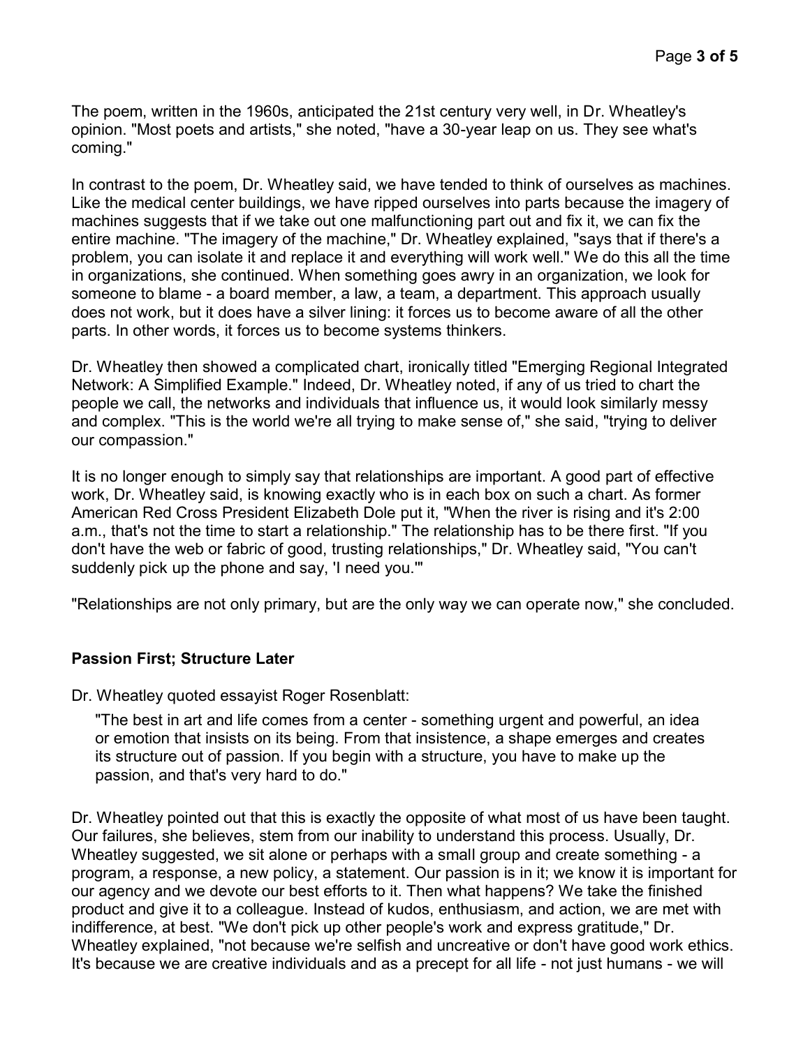The poem, written in the 1960s, anticipated the 21st century very well, in Dr. Wheatley's opinion. "Most poets and artists," she noted, "have a 30-year leap on us. They see what's coming."

In contrast to the poem, Dr. Wheatley said, we have tended to think of ourselves as machines. Like the medical center buildings, we have ripped ourselves into parts because the imagery of machines suggests that if we take out one malfunctioning part out and fix it, we can fix the entire machine. "The imagery of the machine," Dr. Wheatley explained, "says that if there's a problem, you can isolate it and replace it and everything will work well." We do this all the time in organizations, she continued. When something goes awry in an organization, we look for someone to blame - a board member, a law, a team, a department. This approach usually does not work, but it does have a silver lining: it forces us to become aware of all the other parts. In other words, it forces us to become systems thinkers.

Dr. Wheatley then showed a complicated chart, ironically titled "Emerging Regional Integrated Network: A Simplified Example." Indeed, Dr. Wheatley noted, if any of us tried to chart the people we call, the networks and individuals that influence us, it would look similarly messy and complex. "This is the world we're all trying to make sense of," she said, "trying to deliver our compassion."

It is no longer enough to simply say that relationships are important. A good part of effective work, Dr. Wheatley said, is knowing exactly who is in each box on such a chart. As former American Red Cross President Elizabeth Dole put it, "When the river is rising and it's 2:00 a.m., that's not the time to start a relationship." The relationship has to be there first. "If you don't have the web or fabric of good, trusting relationships," Dr. Wheatley said, "You can't suddenly pick up the phone and say, 'I need you.'"

"Relationships are not only primary, but are the only way we can operate now," she concluded.

**Passion First; Structure Later**

Dr. Wheatley quoted essayist Roger Rosenblatt:

> "The best in art and life comes from a center - something urgent and powerful, an idea or emotion that insists on its being. From that insistence, a shape emerges and creates its structure out of passion. If you begin with a structure, you have to make up the passion, and that's very hard to do."

Dr. Wheatley pointed out that this is exactly the opposite of what most of us have been taught. Our failures, she believes, stem from our inability to understand this process. Usually, Dr. Wheatley suggested, we sit alone or perhaps with a small group and create something - a program, a response, a new policy, a statement. Our passion is in it; we know it is important for our agency and we devote our best efforts to it. Then what happens? We take the finished product and give it to a colleague. Instead of kudos, enthusiasm, and action, we are met with indifference, at best. "We don't pick up other people's work and express gratitude," Dr. Wheatley explained, "not because we're selfish and uncreative or don't have good work ethics. It's because we are creative individuals and as a precept for all life - not just humans - we will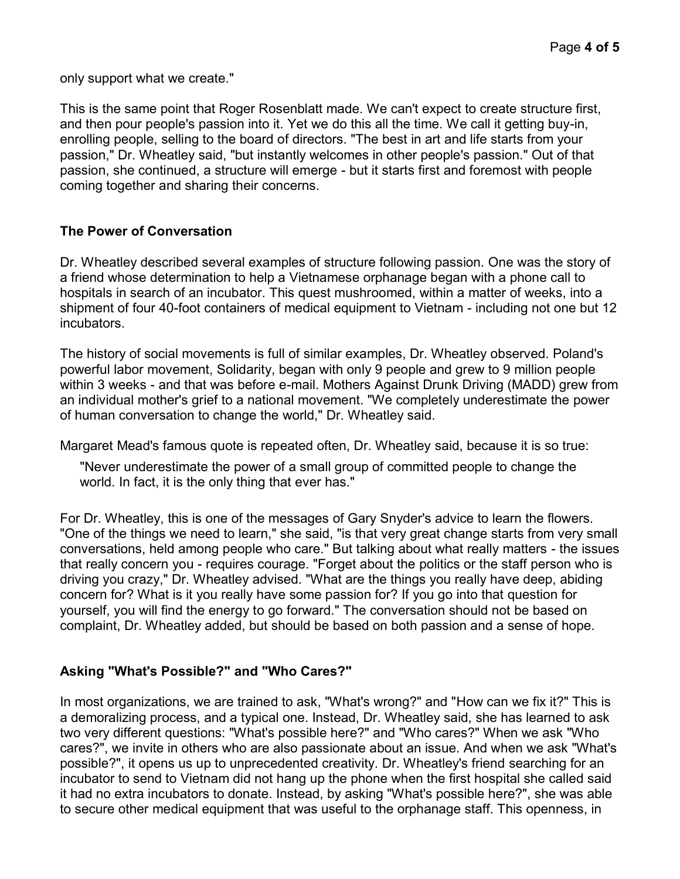only support what we create."

This is the same point that Roger Rosenblatt made. We can't expect to create structure first, and then pour people's passion into it. Yet we do this all the time. We call it getting buy-in, enrolling people, selling to the board of directors. "The best in art and life starts from your passion," Dr. Wheatley said, "but instantly welcomes in other people's passion." Out of that passion, she continued, a structure will emerge - but it starts first and foremost with people coming together and sharing their concerns.

### The Power of Conversation

Dr. Wheatley described several examples of structure following passion. One was the story of a friend whose determination to help a Vietnamese orphanage began with a phone call to hospitals in search of an incubator. This quest mushroomed, within a matter of weeks, into a shipment of four 40-foot containers of medical equipment to Vietnam - including not one but 12 incubators.

The history of social movements is full of similar examples, Dr. Wheatley observed. Poland's powerful labor movement, Solidarity, began with only 9 people and grew to 9 million people within 3 weeks - and that was before e-mail. Mothers Against Drunk Driving (MADD) grew from an individual mother's grief to a national movement. "We completely underestimate the power of human conversation to change the world," Dr. Wheatley said.

Margaret Mead's famous quote is repeated often, Dr. Wheatley said, because it is so true:

> "Never underestimate the power of a small group of committed people to change the world. In fact, it is the only thing that ever has."

For Dr. Wheatley, this is one of the messages of Gary Snyder's advice to learn the flowers. "One of the things we need to learn," she said, "is that very great change starts from very small conversations, held among people who care." But talking about what really matters - the issues that really concern you - requires courage. "Forget about the politics or the staff person who is driving you crazy," Dr. Wheatley advised. "What are the things you really have deep, abiding concern for? What is it you really have some passion for? If you go into that question for yourself, you will find the energy to go forward." The conversation should not be based on complaint, Dr. Wheatley added, but should be based on both passion and a sense of hope.

### Asking "What's Possible?" and "Who Cares?"

In most organizations, we are trained to ask, "What's wrong?" and "How can we fix it?" This is a demoralizing process, and a typical one. Instead, Dr. Wheatley said, she has learned to ask two very different questions: "What's possible here?" and "Who cares?" When we ask "Who cares?", we invite in others who are also passionate about an issue. And when we ask "What's possible?", it opens us up to unprecedented creativity. Dr. Wheatley's friend searching for an incubator to send to Vietnam did not hang up the phone when the first hospital she called said it had no extra incubators to donate. Instead, by asking "What's possible here?", she was able to secure other medical equipment that was useful to the orphanage staff. This openness, in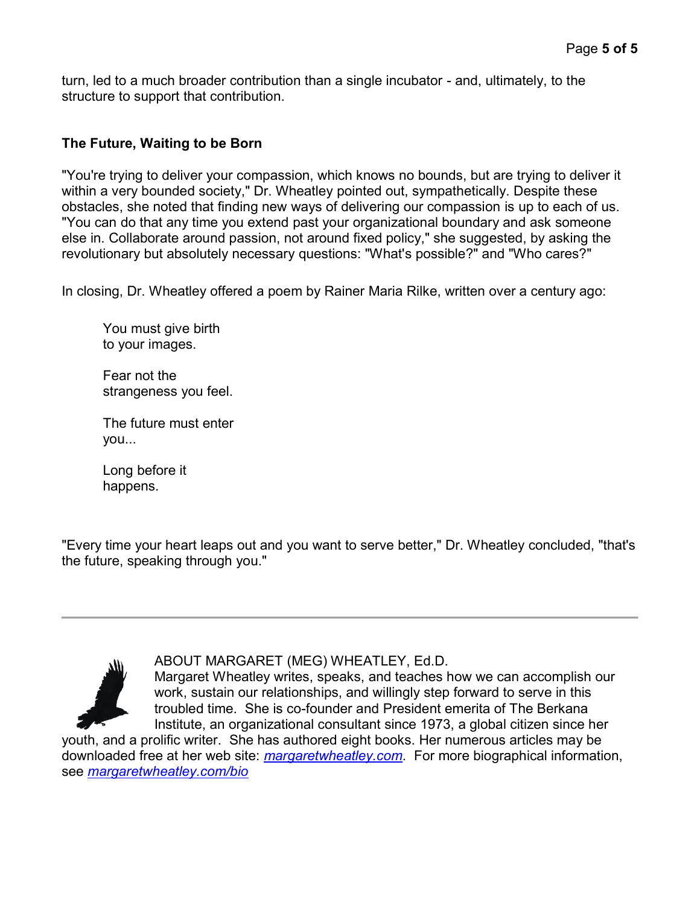turn, led to a much broader contribution than a single incubator - and, ultimately, to the structure to support that contribution.

**The Future, Waiting to be Born**

"You're trying to deliver your compassion, which knows no bounds, but are trying to deliver it within a very bounded society," Dr. Wheatley pointed out, sympathetically. Despite these obstacles, she noted that finding new ways of delivering our compassion is up to each of us. "You can do that any time you extend past your organizational boundary and ask someone else in. Collaborate around passion, not around fixed policy," she suggested, by asking the revolutionary but absolutely necessary questions: "What's possible?" and "Who cares?"

In closing, Dr. Wheatley offered a poem by Rainer Maria Rilke, written over a century ago:

> You must give birth
> to your images.
>
> Fear not the
> strangeness you feel.
>
> The future must enter
> you...
>
> Long before it
> happens.

"Every time your heart leaps out and you want to serve better," Dr. Wheatley concluded, "that's the future, speaking through you."

---

ABOUT MARGARET (MEG) WHEATLEY, Ed.D.
Margaret Wheatley writes, speaks, and teaches how we can accomplish our work, sustain our relationships, and willingly step forward to serve in this troubled time. She is co-founder and President emerita of The Berkana Institute, an organizational consultant since 1973, a global citizen since her youth, and a prolific writer. She has authored eight books. Her numerous articles may be downloaded free at her web site: *margaretwheatley.com*. For more biographical information, see *margaretwheatley.com/bio*